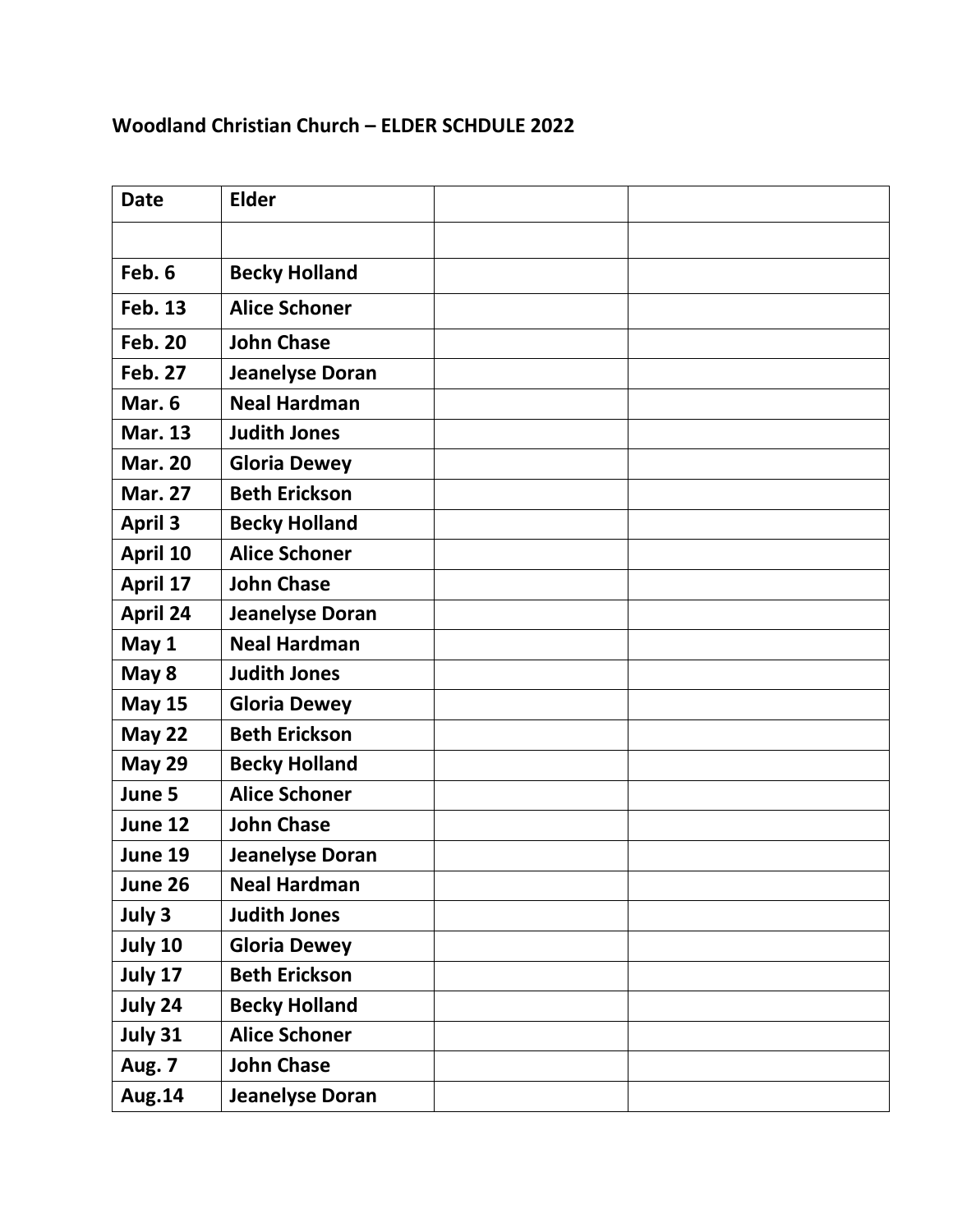**Woodland Christian Church – ELDER SCHDULE 2022**

| **Date** | **Elder** | | |
|---|---|---|---|
| | | | |
| **Feb. 6** | **Becky Holland** | | |
| **Feb. 13** | **Alice Schoner** | | |
| **Feb. 20** | **John Chase** | | |
| **Feb. 27** | **Jeanelyse Doran** | | |
| **Mar. 6** | **Neal Hardman** | | |
| **Mar. 13** | **Judith Jones** | | |
| **Mar. 20** | **Gloria Dewey** | | |
| **Mar. 27** | **Beth Erickson** | | |
| **April 3** | **Becky Holland** | | |
| **April 10** | **Alice Schoner** | | |
| **April 17** | **John Chase** | | |
| **April 24** | **Jeanelyse Doran** | | |
| **May 1** | **Neal Hardman** | | |
| **May 8** | **Judith Jones** | | |
| **May 15** | **Gloria Dewey** | | |
| **May 22** | **Beth Erickson** | | |
| **May 29** | **Becky Holland** | | |
| **June 5** | **Alice Schoner** | | |
| **June 12** | **John Chase** | | |
| **June 19** | **Jeanelyse Doran** | | |
| **June 26** | **Neal Hardman** | | |
| **July 3** | **Judith Jones** | | |
| **July 10** | **Gloria Dewey** | | |
| **July 17** | **Beth Erickson** | | |
| **July 24** | **Becky Holland** | | |
| **July 31** | **Alice Schoner** | | |
| **Aug. 7** | **John Chase** | | |
| **Aug.14** | **Jeanelyse Doran** | | |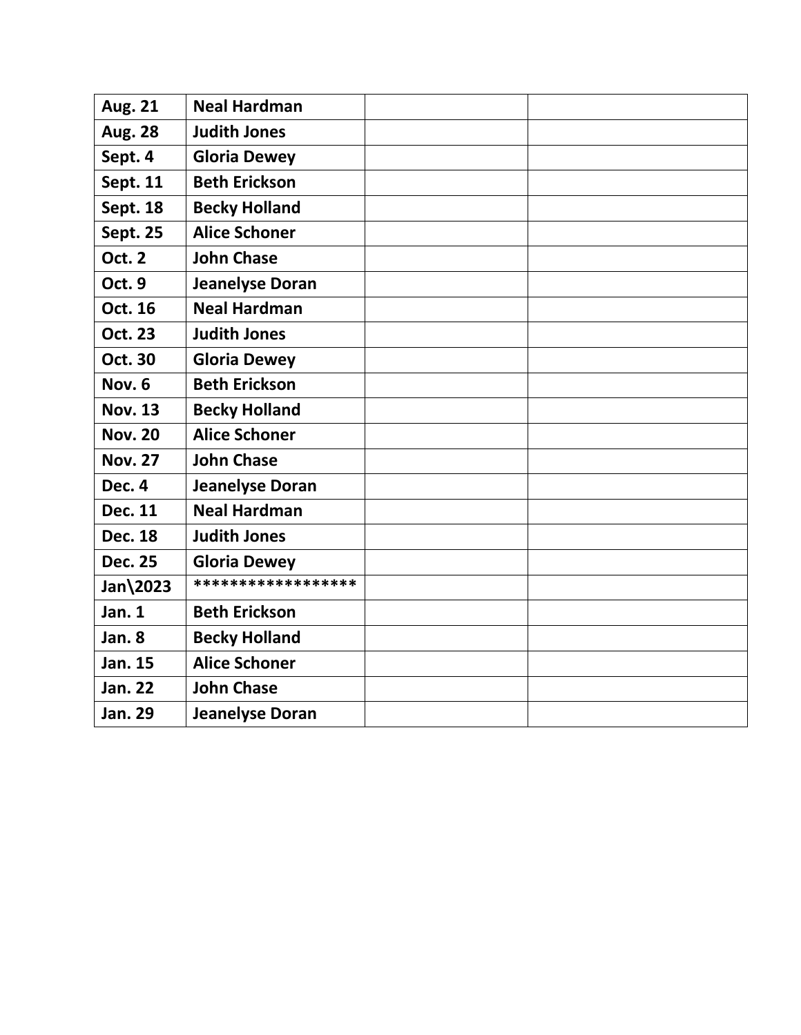| | | | |
|---|---|---|---|
| **Aug. 21** | **Neal Hardman** | | |
| **Aug. 28** | **Judith Jones** | | |
| **Sept. 4** | **Gloria Dewey** | | |
| **Sept. 11** | **Beth Erickson** | | |
| **Sept. 18** | **Becky Holland** | | |
| **Sept. 25** | **Alice Schoner** | | |
| **Oct. 2** | **John Chase** | | |
| **Oct. 9** | **Jeanelyse Doran** | | |
| **Oct. 16** | **Neal Hardman** | | |
| **Oct. 23** | **Judith Jones** | | |
| **Oct. 30** | **Gloria Dewey** | | |
| **Nov. 6** | **Beth Erickson** | | |
| **Nov. 13** | **Becky Holland** | | |
| **Nov. 20** | **Alice Schoner** | | |
| **Nov. 27** | **John Chase** | | |
| **Dec. 4** | **Jeanelyse Doran** | | |
| **Dec. 11** | **Neal Hardman** | | |
| **Dec. 18** | **Judith Jones** | | |
| **Dec. 25** | **Gloria Dewey** | | |
| **Jan\2023** | **\*\*\*\*\*\*\*\*\*\*\*\*\*\*\*\*\*\*** | | |
| **Jan. 1** | **Beth Erickson** | | |
| **Jan. 8** | **Becky Holland** | | |
| **Jan. 15** | **Alice Schoner** | | |
| **Jan. 22** | **John Chase** | | |
| **Jan. 29** | **Jeanelyse Doran** | | |